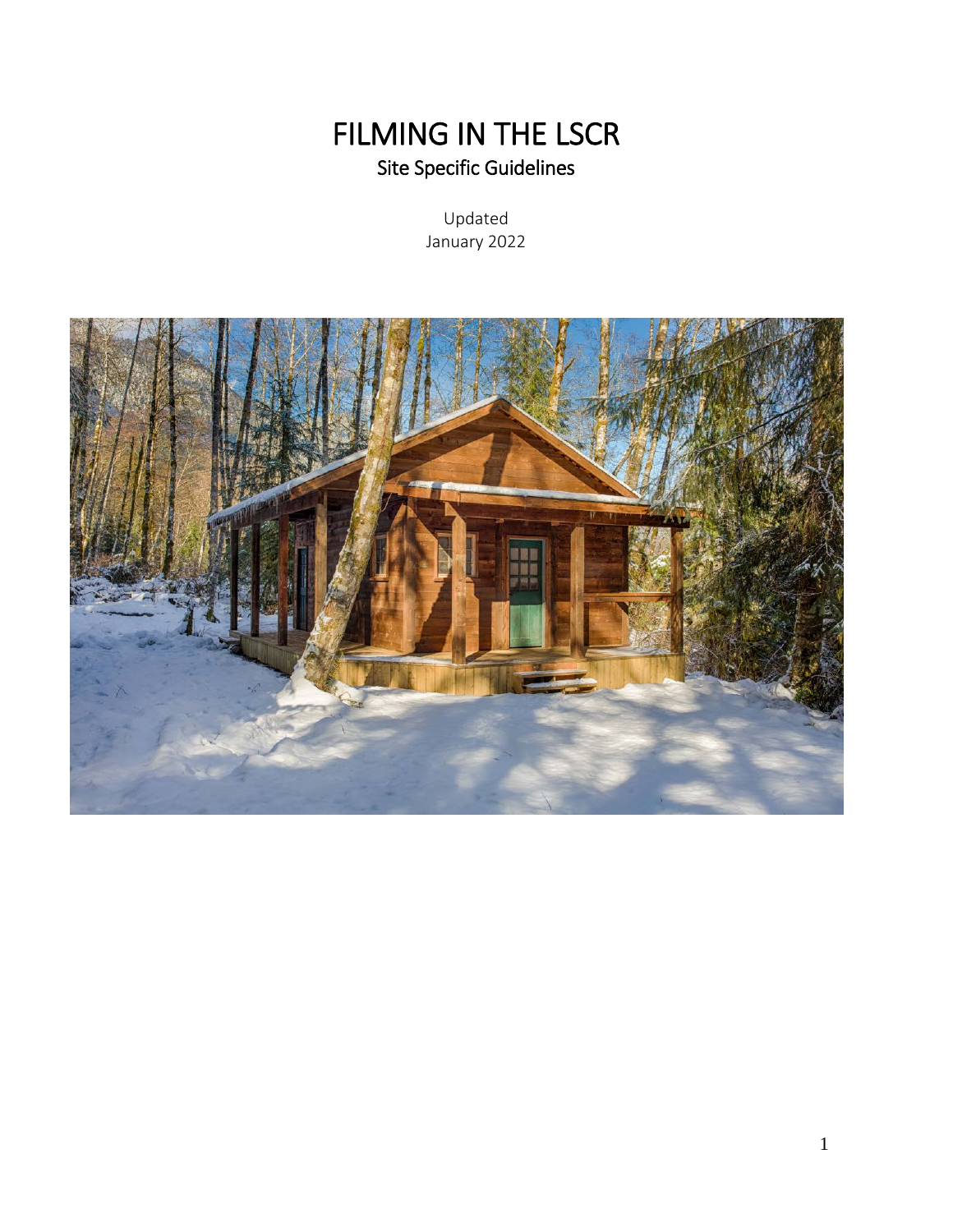# FILMING IN THE LSCR

## Site Specific Guidelines

Updated
January 2022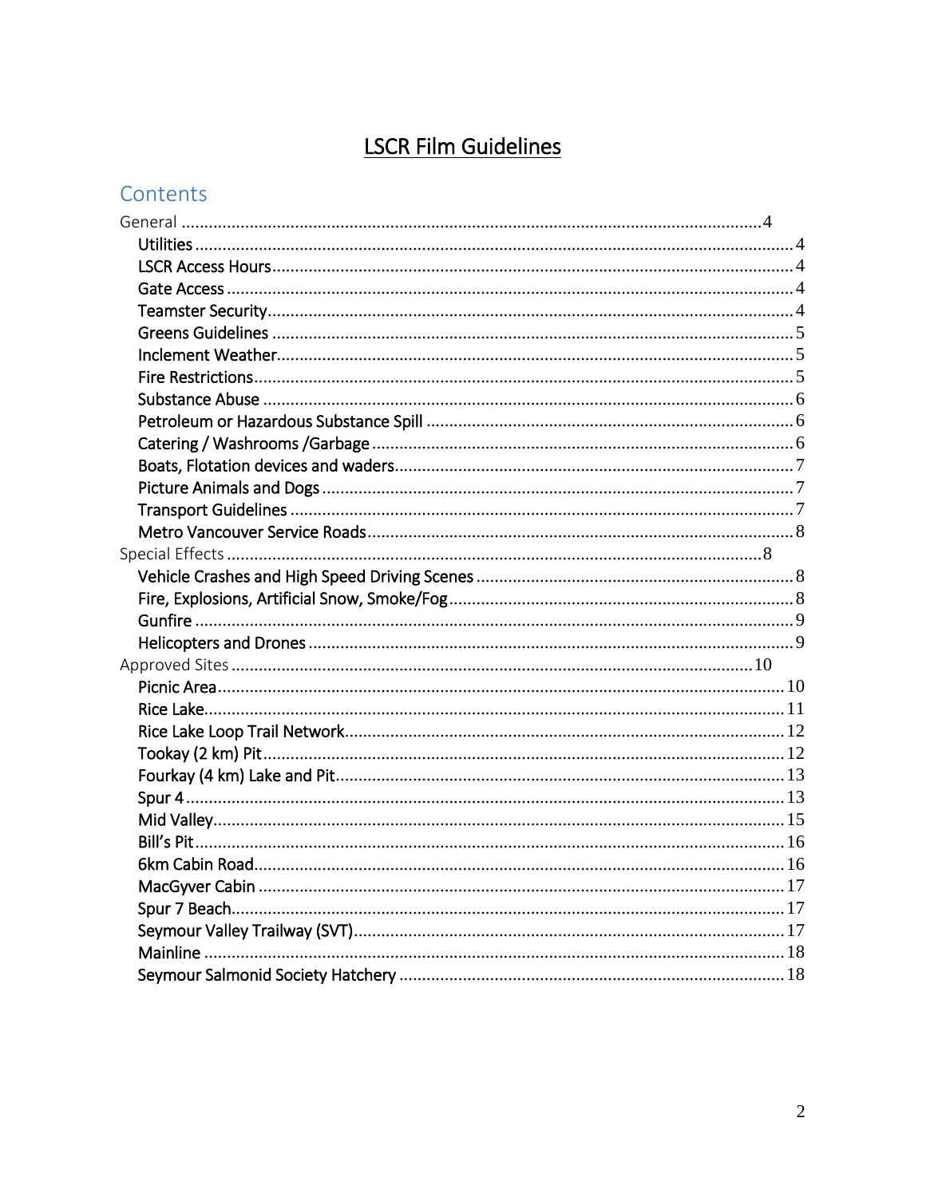# LSCR Film Guidelines

## Contents

- General ........ 4
  - Utilities ........ 4
  - LSCR Access Hours ........ 4
  - Gate Access ........ 4
  - Teamster Security ........ 4
  - Greens Guidelines ........ 5
  - Inclement Weather ........ 5
  - Fire Restrictions ........ 5
  - Substance Abuse ........ 6
  - Petroleum or Hazardous Substance Spill ........ 6
  - Catering / Washrooms /Garbage ........ 6
  - Boats, Flotation devices and waders ........ 7
  - Picture Animals and Dogs ........ 7
  - Transport Guidelines ........ 7
  - Metro Vancouver Service Roads ........ 8
- Special Effects ........ 8
  - Vehicle Crashes and High Speed Driving Scenes ........ 8
  - Fire, Explosions, Artificial Snow, Smoke/Fog ........ 8
  - Gunfire ........ 9
  - Helicopters and Drones ........ 9
- Approved Sites ........ 10
  - Picnic Area ........ 10
  - Rice Lake ........ 11
  - Rice Lake Loop Trail Network ........ 12
  - Tookay (2 km) Pit ........ 12
  - Fourkay (4 km) Lake and Pit ........ 13
  - Spur 4 ........ 13
  - Mid Valley ........ 15
  - Bill's Pit ........ 16
  - 6km Cabin Road ........ 16
  - MacGyver Cabin ........ 17
  - Spur 7 Beach ........ 17
  - Seymour Valley Trailway (SVT) ........ 17
  - Mainline ........ 18
  - Seymour Salmonid Society Hatchery ........ 18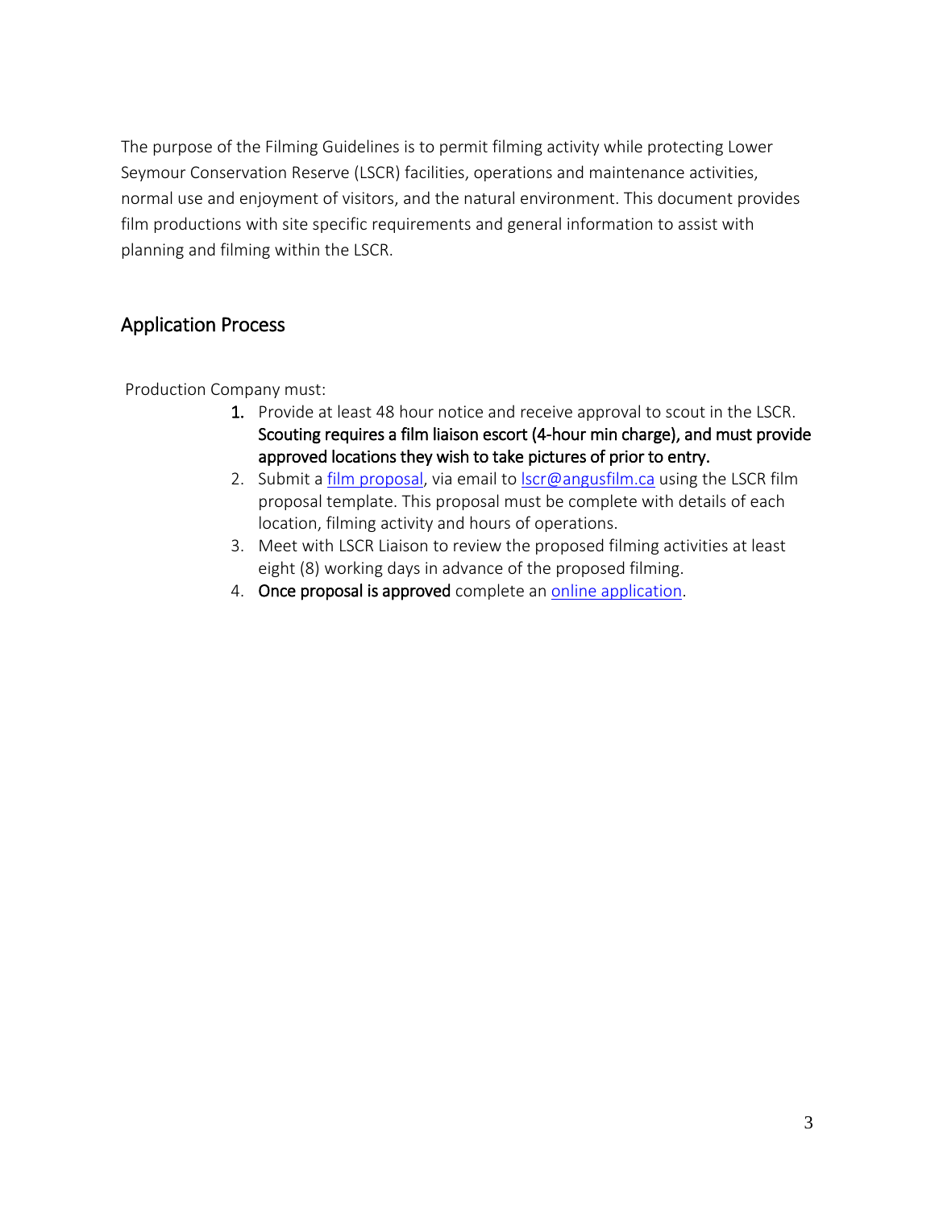The purpose of the Filming Guidelines is to permit filming activity while protecting Lower Seymour Conservation Reserve (LSCR) facilities, operations and maintenance activities, normal use and enjoyment of visitors, and the natural environment. This document provides film productions with site specific requirements and general information to assist with planning and filming within the LSCR.

## Application Process

Production Company must:

1. Provide at least 48 hour notice and receive approval to scout in the LSCR. **Scouting requires a film liaison escort (4-hour min charge), and must provide approved locations they wish to take pictures of prior to entry.**
2. Submit a [film proposal](), via email to [lscr@angusfilm.ca](mailto:lscr@angusfilm.ca) using the LSCR film proposal template. This proposal must be complete with details of each location, filming activity and hours of operations.
3. Meet with LSCR Liaison to review the proposed filming activities at least eight (8) working days in advance of the proposed filming.
4. **Once proposal is approved** complete an [online application]().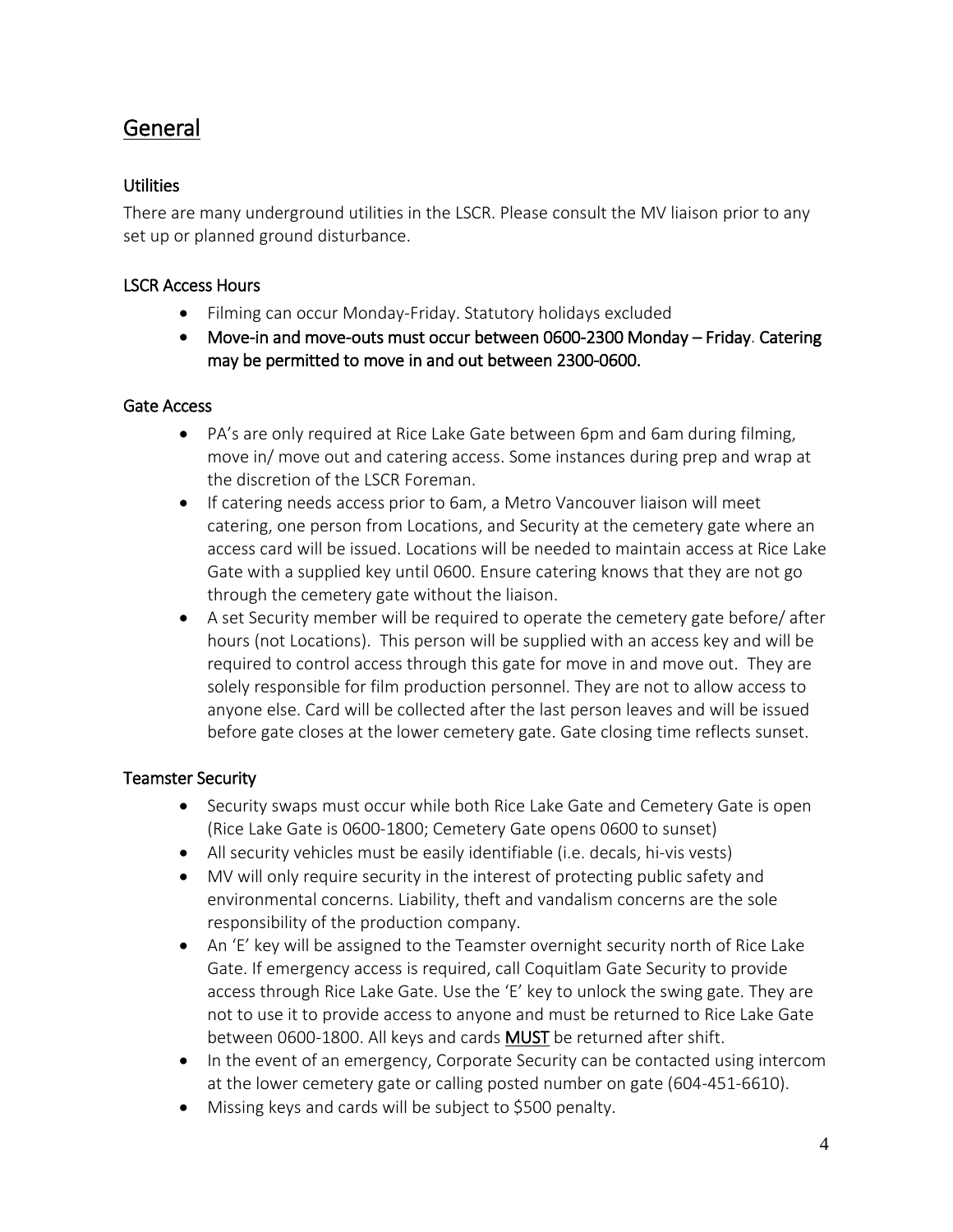# General

### Utilities

There are many underground utilities in the LSCR. Please consult the MV liaison prior to any set up or planned ground disturbance.

### LSCR Access Hours

- Filming can occur Monday-Friday. Statutory holidays excluded
- **Move-in and move-outs must occur between 0600-2300 Monday – Friday. Catering may be permitted to move in and out between 2300-0600.**

### Gate Access

- PA's are only required at Rice Lake Gate between 6pm and 6am during filming, move in/ move out and catering access. Some instances during prep and wrap at the discretion of the LSCR Foreman.
- If catering needs access prior to 6am, a Metro Vancouver liaison will meet catering, one person from Locations, and Security at the cemetery gate where an access card will be issued. Locations will be needed to maintain access at Rice Lake Gate with a supplied key until 0600. Ensure catering knows that they are not go through the cemetery gate without the liaison.
- A set Security member will be required to operate the cemetery gate before/ after hours (not Locations). This person will be supplied with an access key and will be required to control access through this gate for move in and move out. They are solely responsible for film production personnel. They are not to allow access to anyone else. Card will be collected after the last person leaves and will be issued before gate closes at the lower cemetery gate. Gate closing time reflects sunset.

### Teamster Security

- Security swaps must occur while both Rice Lake Gate and Cemetery Gate is open (Rice Lake Gate is 0600-1800; Cemetery Gate opens 0600 to sunset)
- All security vehicles must be easily identifiable (i.e. decals, hi-vis vests)
- MV will only require security in the interest of protecting public safety and environmental concerns. Liability, theft and vandalism concerns are the sole responsibility of the production company.
- An 'E' key will be assigned to the Teamster overnight security north of Rice Lake Gate. If emergency access is required, call Coquitlam Gate Security to provide access through Rice Lake Gate. Use the 'E' key to unlock the swing gate. They are not to use it to provide access to anyone and must be returned to Rice Lake Gate between 0600-1800. All keys and cards **MUST** be returned after shift.
- In the event of an emergency, Corporate Security can be contacted using intercom at the lower cemetery gate or calling posted number on gate (604-451-6610).
- Missing keys and cards will be subject to $500 penalty.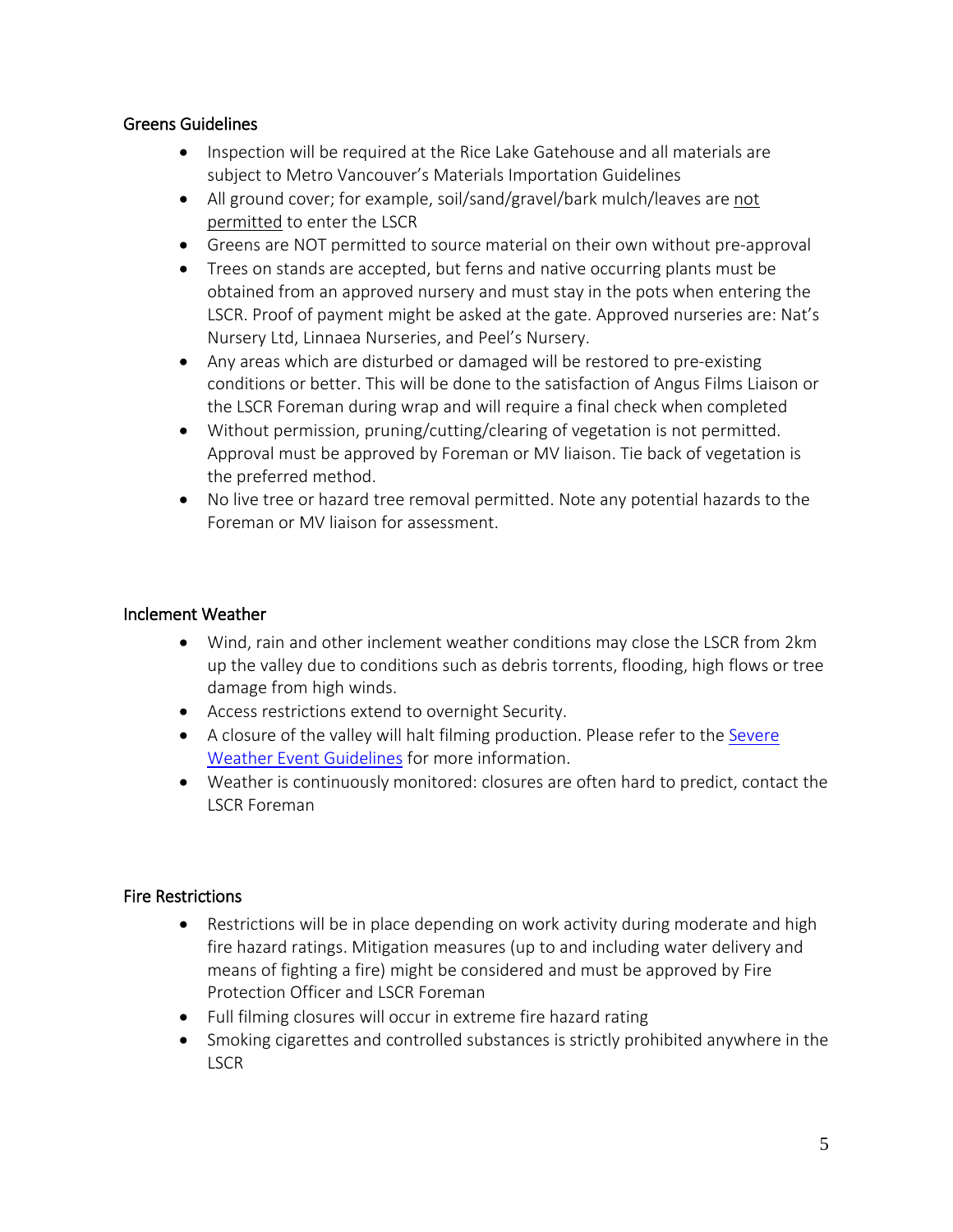## Greens Guidelines

- Inspection will be required at the Rice Lake Gatehouse and all materials are subject to Metro Vancouver's Materials Importation Guidelines
- All ground cover; for example, soil/sand/gravel/bark mulch/leaves are not permitted to enter the LSCR
- Greens are NOT permitted to source material on their own without pre-approval
- Trees on stands are accepted, but ferns and native occurring plants must be obtained from an approved nursery and must stay in the pots when entering the LSCR. Proof of payment might be asked at the gate. Approved nurseries are: Nat's Nursery Ltd, Linnaea Nurseries, and Peel's Nursery.
- Any areas which are disturbed or damaged will be restored to pre-existing conditions or better. This will be done to the satisfaction of Angus Films Liaison or the LSCR Foreman during wrap and will require a final check when completed
- Without permission, pruning/cutting/clearing of vegetation is not permitted. Approval must be approved by Foreman or MV liaison. Tie back of vegetation is the preferred method.
- No live tree or hazard tree removal permitted. Note any potential hazards to the Foreman or MV liaison for assessment.

## Inclement Weather

- Wind, rain and other inclement weather conditions may close the LSCR from 2km up the valley due to conditions such as debris torrents, flooding, high flows or tree damage from high winds.
- Access restrictions extend to overnight Security.
- A closure of the valley will halt filming production. Please refer to the Severe Weather Event Guidelines for more information.
- Weather is continuously monitored: closures are often hard to predict, contact the LSCR Foreman

## Fire Restrictions

- Restrictions will be in place depending on work activity during moderate and high fire hazard ratings. Mitigation measures (up to and including water delivery and means of fighting a fire) might be considered and must be approved by Fire Protection Officer and LSCR Foreman
- Full filming closures will occur in extreme fire hazard rating
- Smoking cigarettes and controlled substances is strictly prohibited anywhere in the LSCR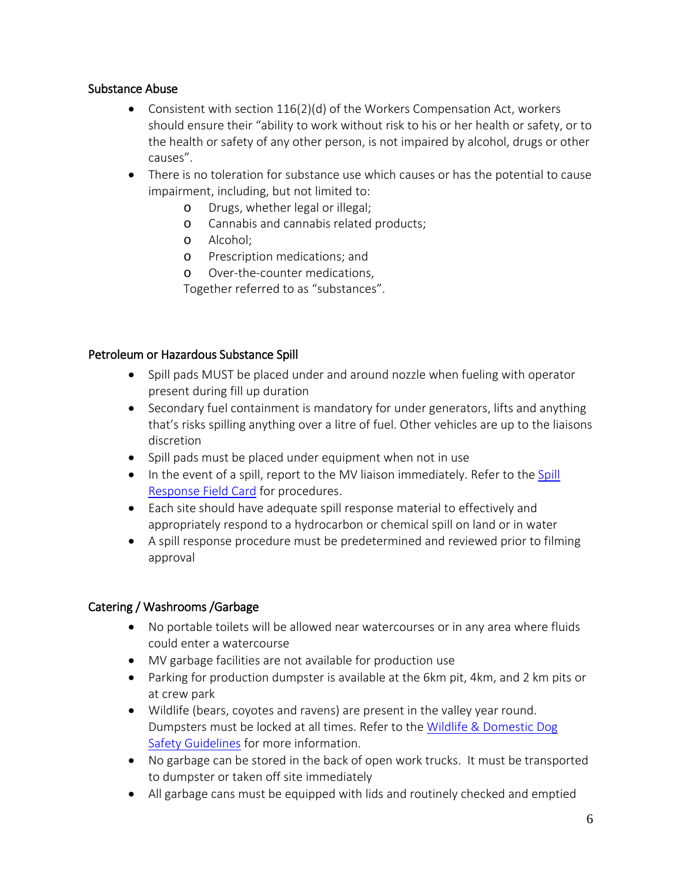### Substance Abuse

- Consistent with section 116(2)(d) of the Workers Compensation Act, workers should ensure their "ability to work without risk to his or her health or safety, or to the health or safety of any other person, is not impaired by alcohol, drugs or other causes".
- There is no toleration for substance use which causes or has the potential to cause impairment, including, but not limited to:
    - Drugs, whether legal or illegal;
    - Cannabis and cannabis related products;
    - Alcohol;
    - Prescription medications; and
    - Over-the-counter medications,

  Together referred to as "substances".

### Petroleum or Hazardous Substance Spill

- Spill pads MUST be placed under and around nozzle when fueling with operator present during fill up duration
- Secondary fuel containment is mandatory for under generators, lifts and anything that's risks spilling anything over a litre of fuel. Other vehicles are up to the liaisons discretion
- Spill pads must be placed under equipment when not in use
- In the event of a spill, report to the MV liaison immediately. Refer to the Spill Response Field Card for procedures.
- Each site should have adequate spill response material to effectively and appropriately respond to a hydrocarbon or chemical spill on land or in water
- A spill response procedure must be predetermined and reviewed prior to filming approval

### Catering / Washrooms /Garbage

- No portable toilets will be allowed near watercourses or in any area where fluids could enter a watercourse
- MV garbage facilities are not available for production use
- Parking for production dumpster is available at the 6km pit, 4km, and 2 km pits or at crew park
- Wildlife (bears, coyotes and ravens) are present in the valley year round. Dumpsters must be locked at all times. Refer to the Wildlife & Domestic Dog Safety Guidelines for more information.
- No garbage can be stored in the back of open work trucks. It must be transported to dumpster or taken off site immediately
- All garbage cans must be equipped with lids and routinely checked and emptied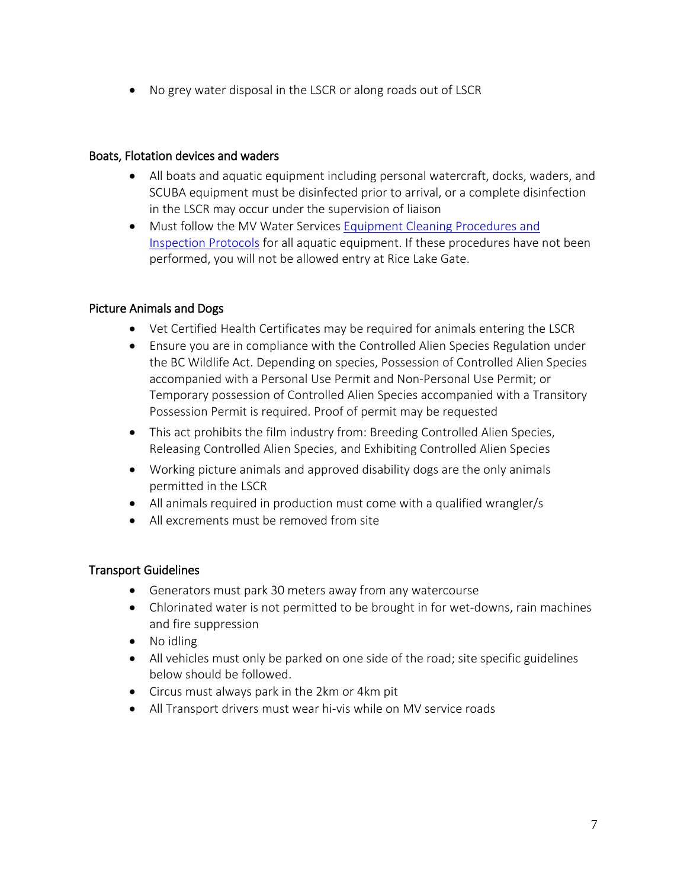- No grey water disposal in the LSCR or along roads out of LSCR

### Boats, Flotation devices and waders

- All boats and aquatic equipment including personal watercraft, docks, waders, and SCUBA equipment must be disinfected prior to arrival, or a complete disinfection in the LSCR may occur under the supervision of liaison
- Must follow the MV Water Services Equipment Cleaning Procedures and Inspection Protocols for all aquatic equipment. If these procedures have not been performed, you will not be allowed entry at Rice Lake Gate.

### Picture Animals and Dogs

- Vet Certified Health Certificates may be required for animals entering the LSCR
- Ensure you are in compliance with the Controlled Alien Species Regulation under the BC Wildlife Act. Depending on species, Possession of Controlled Alien Species accompanied with a Personal Use Permit and Non-Personal Use Permit; or Temporary possession of Controlled Alien Species accompanied with a Transitory Possession Permit is required. Proof of permit may be requested
- This act prohibits the film industry from: Breeding Controlled Alien Species, Releasing Controlled Alien Species, and Exhibiting Controlled Alien Species
- Working picture animals and approved disability dogs are the only animals permitted in the LSCR
- All animals required in production must come with a qualified wrangler/s
- All excrements must be removed from site

### Transport Guidelines

- Generators must park 30 meters away from any watercourse
- Chlorinated water is not permitted to be brought in for wet-downs, rain machines and fire suppression
- No idling
- All vehicles must only be parked on one side of the road; site specific guidelines below should be followed.
- Circus must always park in the 2km or 4km pit
- All Transport drivers must wear hi-vis while on MV service roads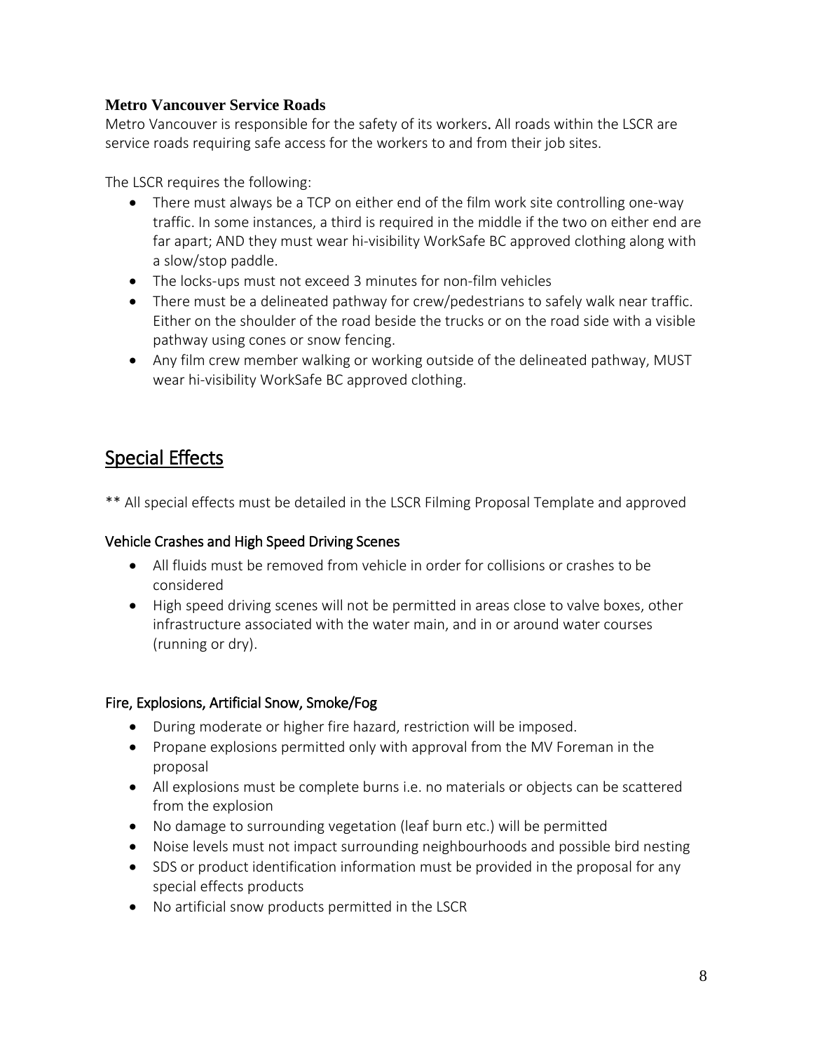### Metro Vancouver Service Roads

Metro Vancouver is responsible for the safety of its workers. All roads within the LSCR are service roads requiring safe access for the workers to and from their job sites.

The LSCR requires the following:

- There must always be a TCP on either end of the film work site controlling one-way traffic. In some instances, a third is required in the middle if the two on either end are far apart; AND they must wear hi-visibility WorkSafe BC approved clothing along with a slow/stop paddle.
- The locks-ups must not exceed 3 minutes for non-film vehicles
- There must be a delineated pathway for crew/pedestrians to safely walk near traffic. Either on the shoulder of the road beside the trucks or on the road side with a visible pathway using cones or snow fencing.
- Any film crew member walking or working outside of the delineated pathway, MUST wear hi-visibility WorkSafe BC approved clothing.

## Special Effects

** All special effects must be detailed in the LSCR Filming Proposal Template and approved

### Vehicle Crashes and High Speed Driving Scenes

- All fluids must be removed from vehicle in order for collisions or crashes to be considered
- High speed driving scenes will not be permitted in areas close to valve boxes, other infrastructure associated with the water main, and in or around water courses (running or dry).

### Fire, Explosions, Artificial Snow, Smoke/Fog

- During moderate or higher fire hazard, restriction will be imposed.
- Propane explosions permitted only with approval from the MV Foreman in the proposal
- All explosions must be complete burns i.e. no materials or objects can be scattered from the explosion
- No damage to surrounding vegetation (leaf burn etc.) will be permitted
- Noise levels must not impact surrounding neighbourhoods and possible bird nesting
- SDS or product identification information must be provided in the proposal for any special effects products
- No artificial snow products permitted in the LSCR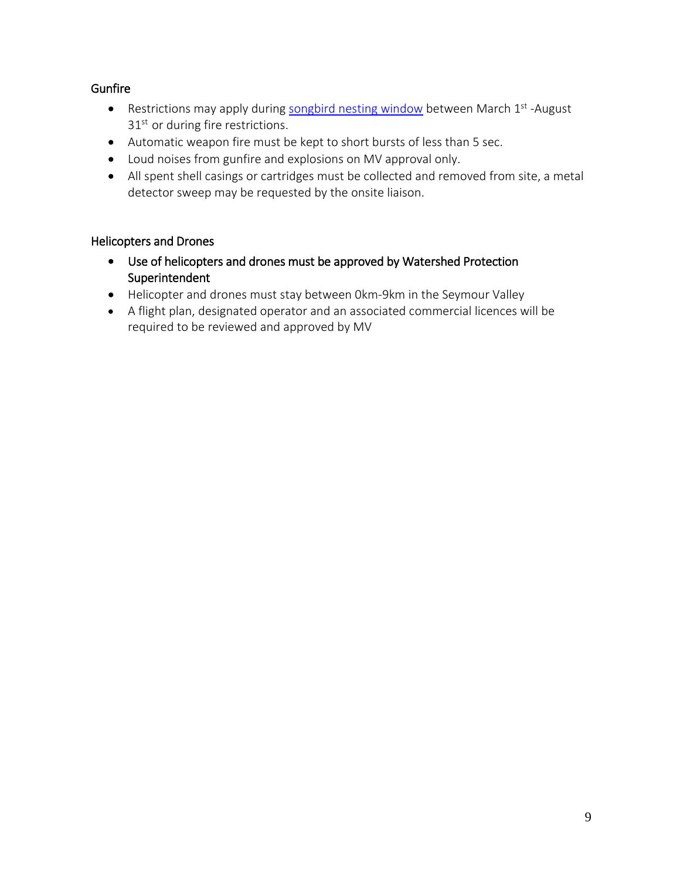### Gunfire

- Restrictions may apply during [songbird nesting window] between March 1st -August 31st or during fire restrictions.
- Automatic weapon fire must be kept to short bursts of less than 5 sec.
- Loud noises from gunfire and explosions on MV approval only.
- All spent shell casings or cartridges must be collected and removed from site, a metal detector sweep may be requested by the onsite liaison.

### Helicopters and Drones

- Use of helicopters and drones must be approved by Watershed Protection Superintendent
- Helicopter and drones must stay between 0km-9km in the Seymour Valley
- A flight plan, designated operator and an associated commercial licences will be required to be reviewed and approved by MV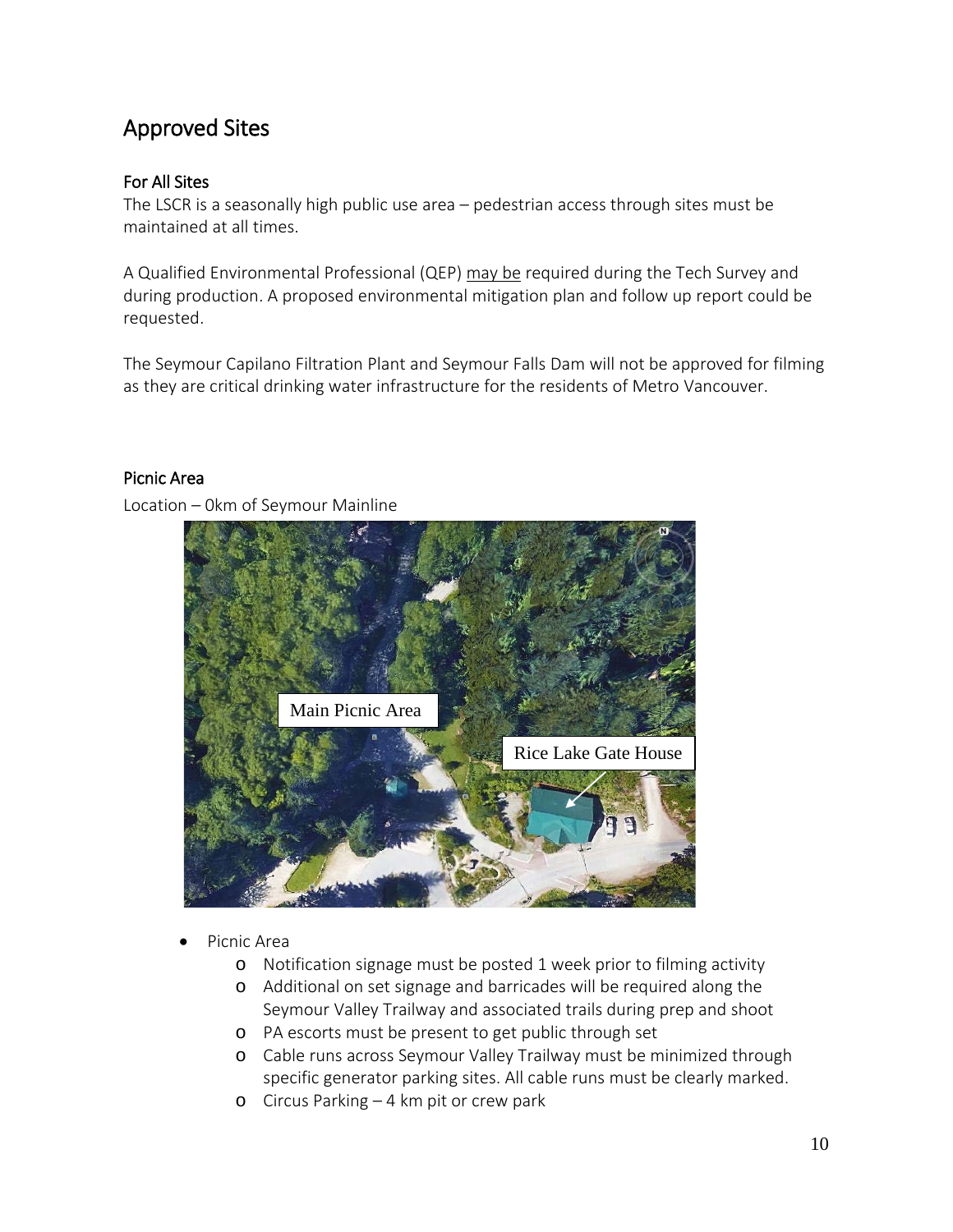# Approved Sites

### For All Sites

The LSCR is a seasonally high public use area – pedestrian access through sites must be maintained at all times.

A Qualified Environmental Professional (QEP) may be required during the Tech Survey and during production. A proposed environmental mitigation plan and follow up report could be requested.

The Seymour Capilano Filtration Plant and Seymour Falls Dam will not be approved for filming as they are critical drinking water infrastructure for the residents of Metro Vancouver.

### Picnic Area

Location – 0km of Seymour Mainline

Main Picnic Area

Rice Lake Gate House

- Picnic Area
  - Notification signage must be posted 1 week prior to filming activity
  - Additional on set signage and barricades will be required along the Seymour Valley Trailway and associated trails during prep and shoot
  - PA escorts must be present to get public through set
  - Cable runs across Seymour Valley Trailway must be minimized through specific generator parking sites. All cable runs must be clearly marked.
  - Circus Parking – 4 km pit or crew park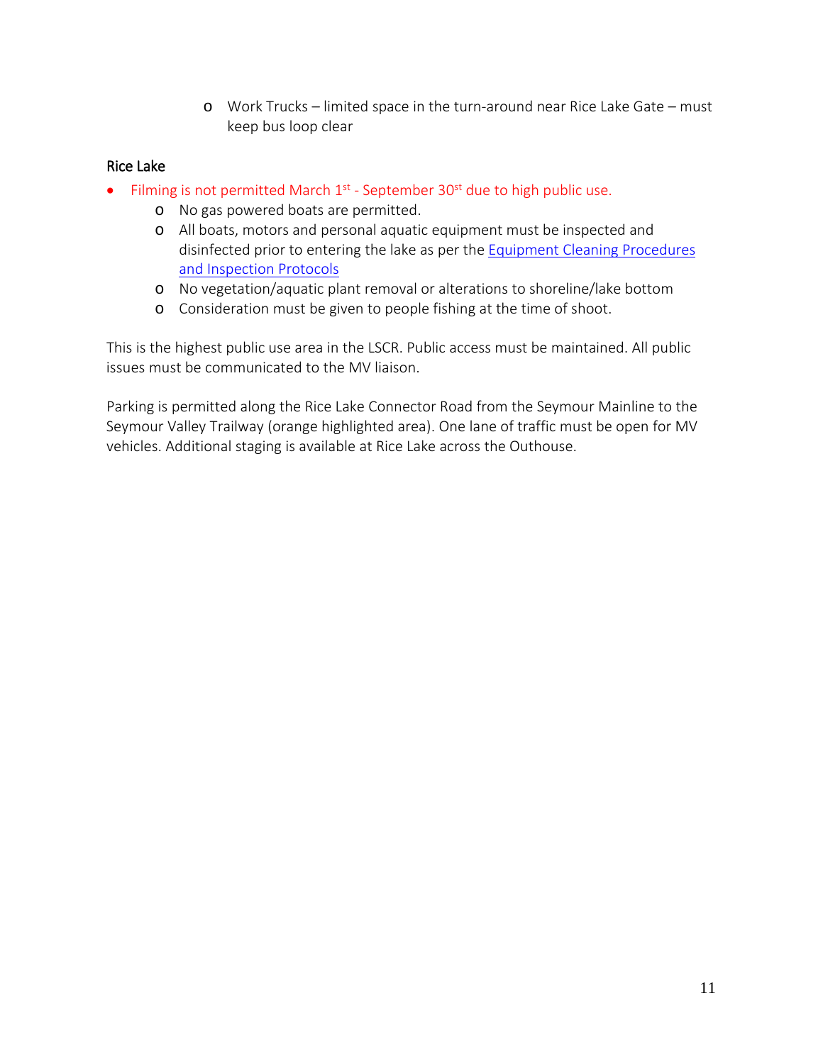- Work Trucks – limited space in the turn-around near Rice Lake Gate – must keep bus loop clear

### Rice Lake

- Filming is not permitted March 1st - September 30th due to high public use.
  - No gas powered boats are permitted.
  - All boats, motors and personal aquatic equipment must be inspected and disinfected prior to entering the lake as per the Equipment Cleaning Procedures and Inspection Protocols
  - No vegetation/aquatic plant removal or alterations to shoreline/lake bottom
  - Consideration must be given to people fishing at the time of shoot.

This is the highest public use area in the LSCR. Public access must be maintained. All public issues must be communicated to the MV liaison.

Parking is permitted along the Rice Lake Connector Road from the Seymour Mainline to the Seymour Valley Trailway (orange highlighted area). One lane of traffic must be open for MV vehicles. Additional staging is available at Rice Lake across the Outhouse.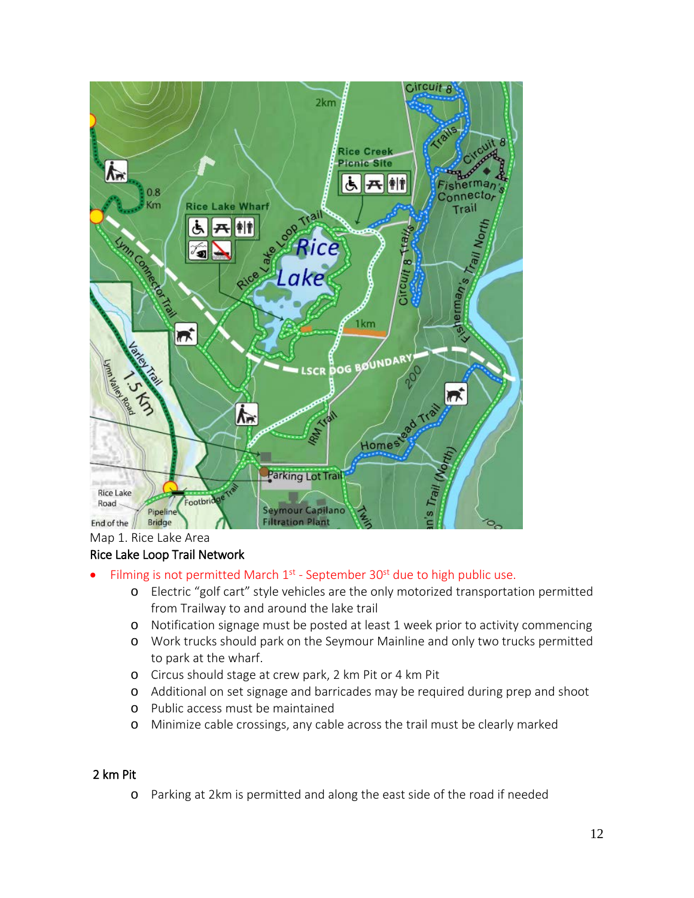Map 1. Rice Lake Area

Rice Lake Loop Trail Network

- Filming is not permitted March 1st - September 30st due to high public use.
  - Electric "golf cart" style vehicles are the only motorized transportation permitted from Trailway to and around the lake trail
  - Notification signage must be posted at least 1 week prior to activity commencing
  - Work trucks should park on the Seymour Mainline and only two trucks permitted to park at the wharf.
  - Circus should stage at crew park, 2 km Pit or 4 km Pit
  - Additional on set signage and barricades may be required during prep and shoot
  - Public access must be maintained
  - Minimize cable crossings, any cable across the trail must be clearly marked

2 km Pit

- Parking at 2km is permitted and along the east side of the road if needed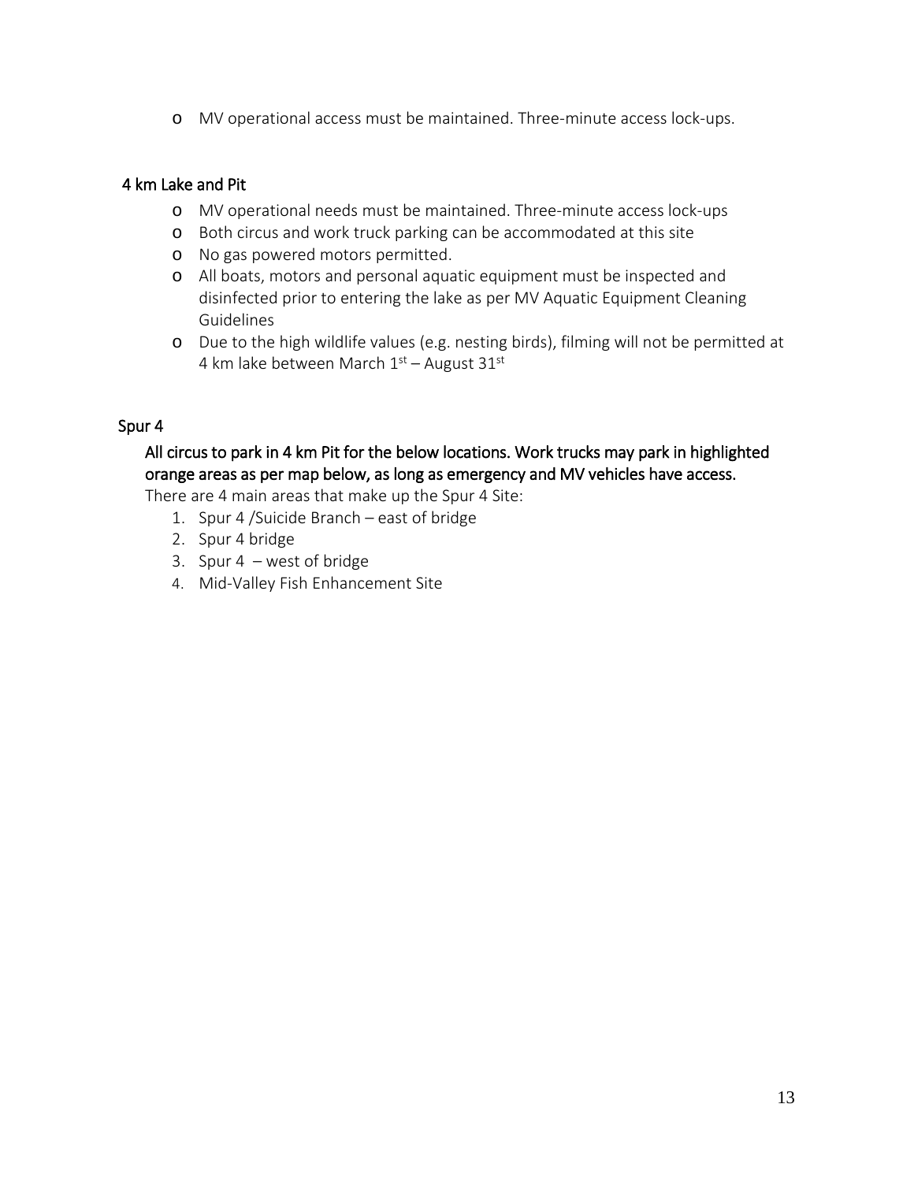- MV operational access must be maintained. Three-minute access lock-ups.

## 4 km Lake and Pit

- MV operational needs must be maintained. Three-minute access lock-ups
- Both circus and work truck parking can be accommodated at this site
- No gas powered motors permitted.
- All boats, motors and personal aquatic equipment must be inspected and disinfected prior to entering the lake as per MV Aquatic Equipment Cleaning Guidelines
- Due to the high wildlife values (e.g. nesting birds), filming will not be permitted at 4 km lake between March 1st – August 31st

## Spur 4

All circus to park in 4 km Pit for the below locations. Work trucks may park in highlighted orange areas as per map below, as long as emergency and MV vehicles have access.

There are 4 main areas that make up the Spur 4 Site:

1. Spur 4 /Suicide Branch – east of bridge
2. Spur 4 bridge
3. Spur 4 – west of bridge
4. Mid-Valley Fish Enhancement Site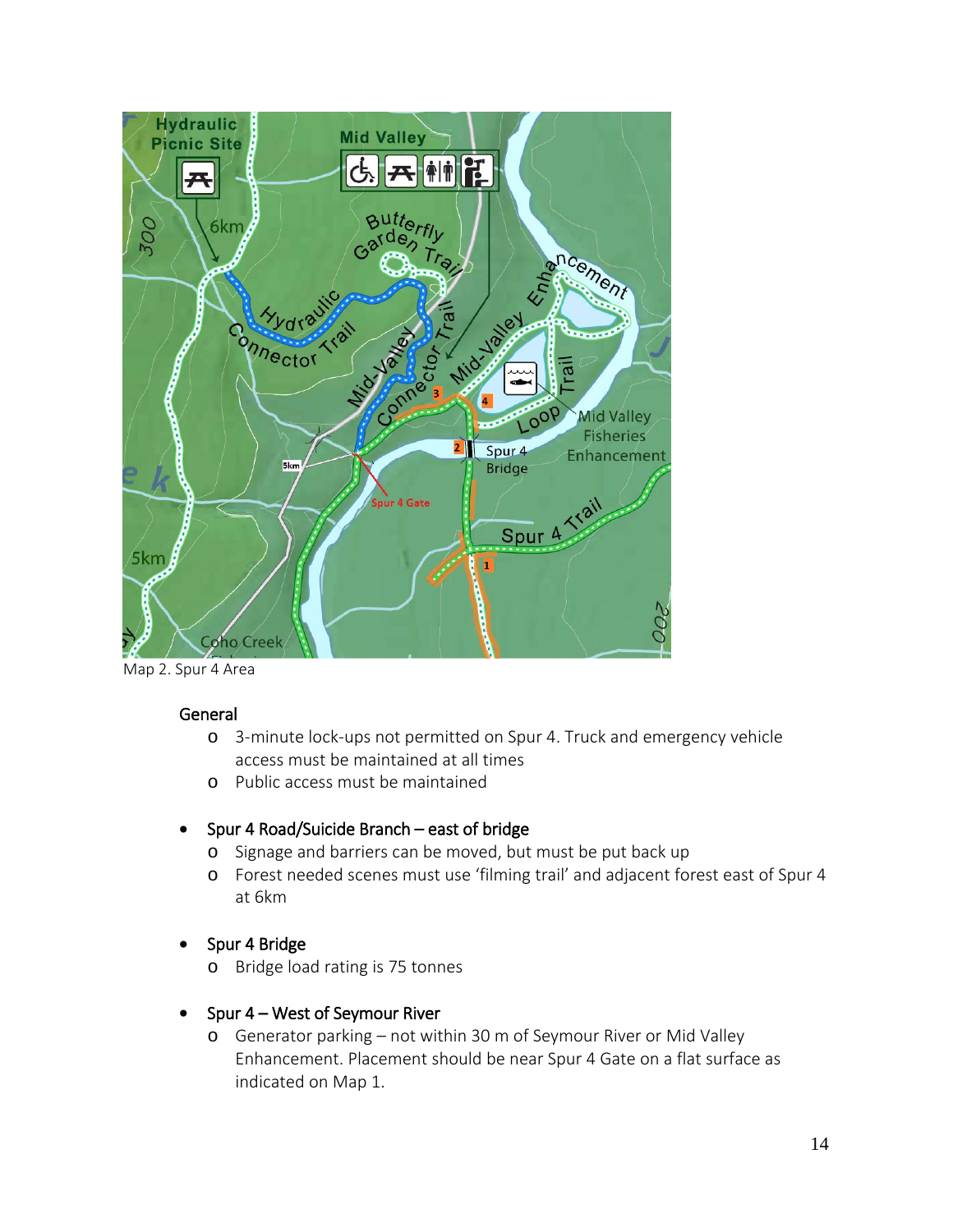Map 2. Spur 4 Area

- General
  - 3-minute lock-ups not permitted on Spur 4. Truck and emergency vehicle access must be maintained at all times
  - Public access must be maintained

- Spur 4 Road/Suicide Branch – east of bridge
  - Signage and barriers can be moved, but must be put back up
  - Forest needed scenes must use 'filming trail' and adjacent forest east of Spur 4 at 6km

- Spur 4 Bridge
  - Bridge load rating is 75 tonnes

- Spur 4 – West of Seymour River
  - Generator parking – not within 30 m of Seymour River or Mid Valley Enhancement. Placement should be near Spur 4 Gate on a flat surface as indicated on Map 1.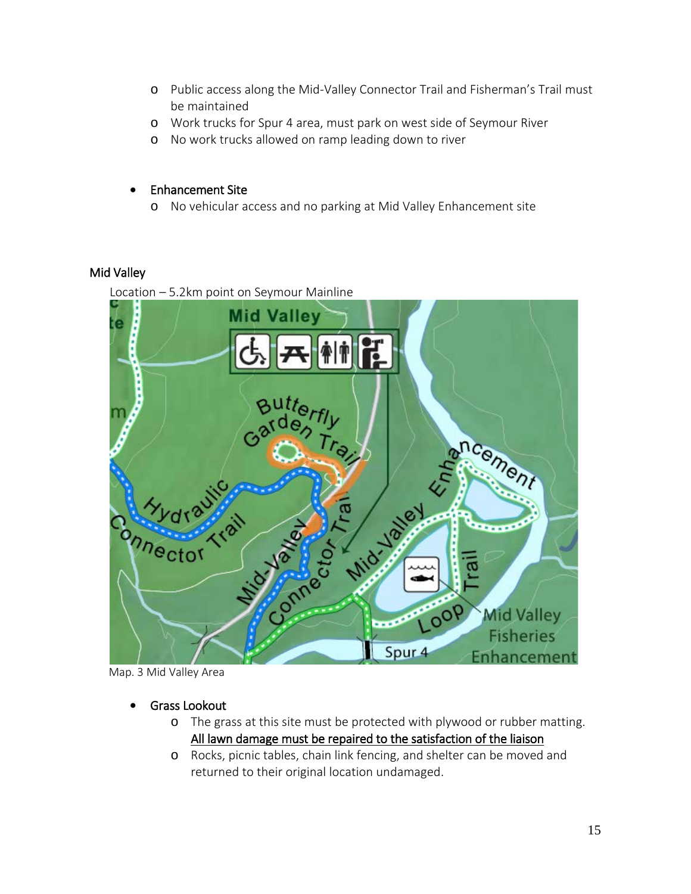- Public access along the Mid-Valley Connector Trail and Fisherman's Trail must be maintained
  - Work trucks for Spur 4 area, must park on west side of Seymour River
  - No work trucks allowed on ramp leading down to river

- Enhancement Site
  - No vehicular access and no parking at Mid Valley Enhancement site

## Mid Valley

Location – 5.2km point on Seymour Mainline

Map. 3 Mid Valley Area

- Grass Lookout
  - The grass at this site must be protected with plywood or rubber matting. <u>All lawn damage must be repaired to the satisfaction of the liaison</u>
  - Rocks, picnic tables, chain link fencing, and shelter can be moved and returned to their original location undamaged.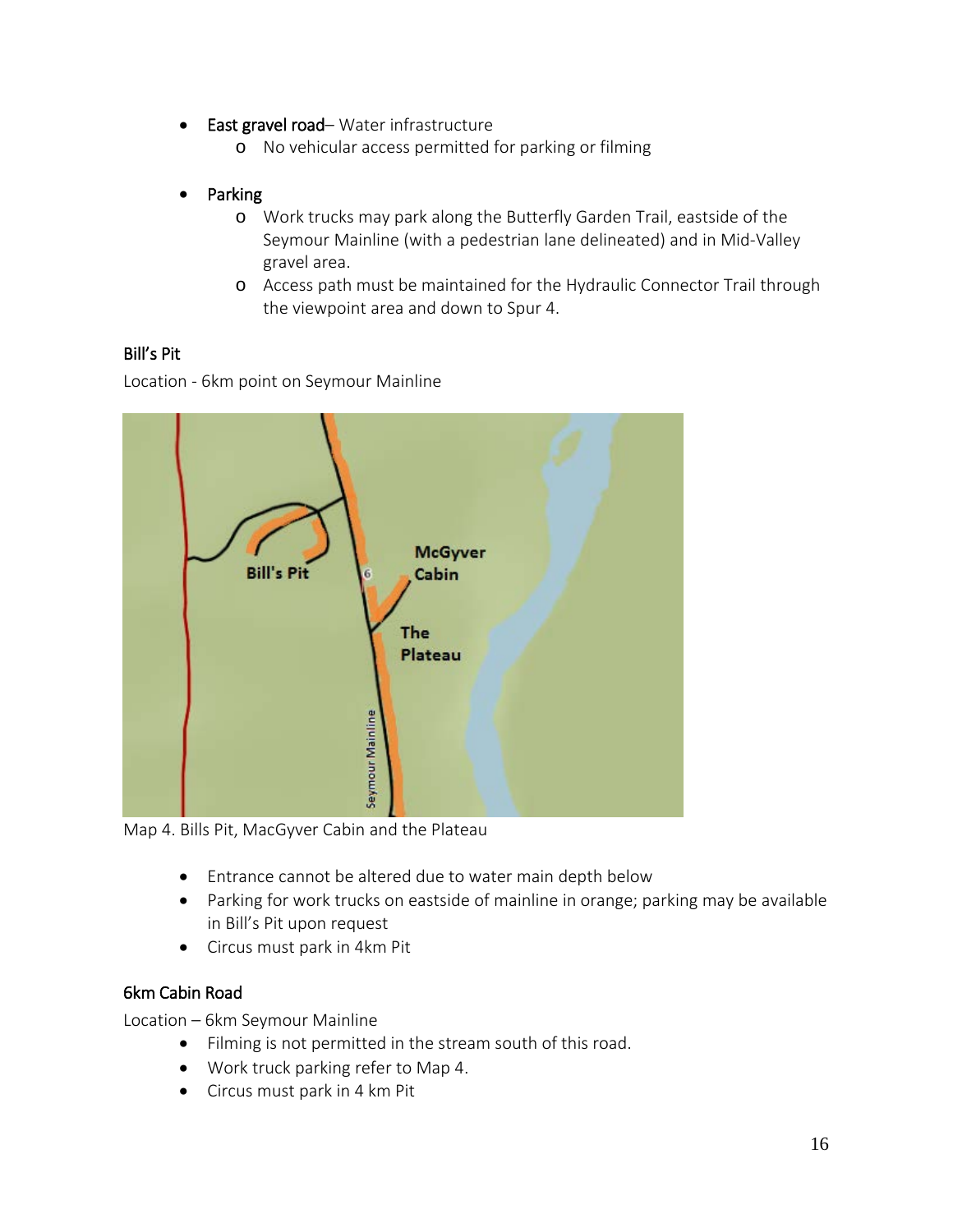- **East gravel road**– Water infrastructure
  - No vehicular access permitted for parking or filming

- **Parking**
  - Work trucks may park along the Butterfly Garden Trail, eastside of the Seymour Mainline (with a pedestrian lane delineated) and in Mid-Valley gravel area.
  - Access path must be maintained for the Hydraulic Connector Trail through the viewpoint area and down to Spur 4.

## Bill's Pit

Location - 6km point on Seymour Mainline

Map 4. Bills Pit, MacGyver Cabin and the Plateau

- Entrance cannot be altered due to water main depth below
- Parking for work trucks on eastside of mainline in orange; parking may be available in Bill's Pit upon request
- Circus must park in 4km Pit

## 6km Cabin Road

Location – 6km Seymour Mainline

- Filming is not permitted in the stream south of this road.
- Work truck parking refer to Map 4.
- Circus must park in 4 km Pit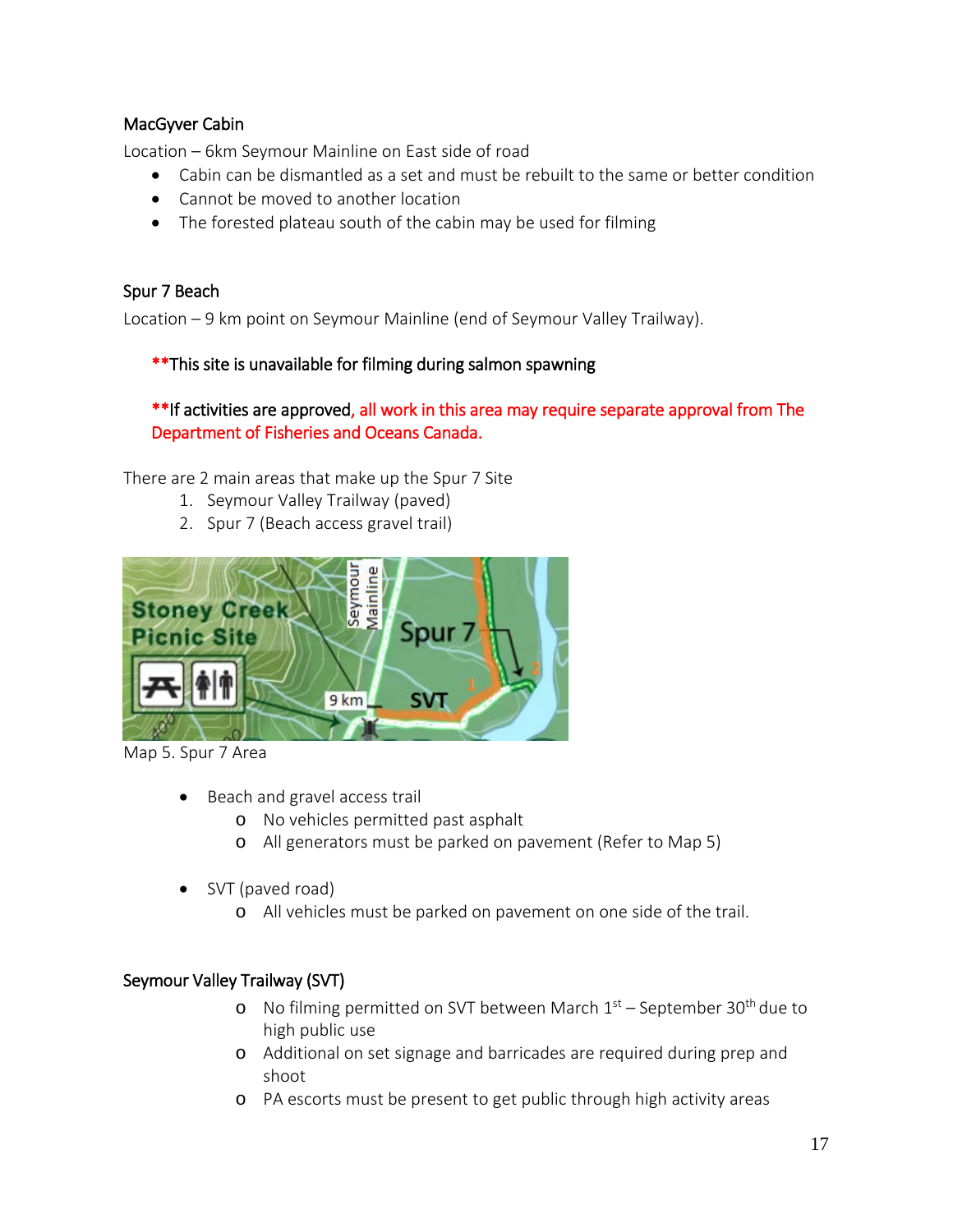### MacGyver Cabin

Location – 6km Seymour Mainline on East side of road

- Cabin can be dismantled as a set and must be rebuilt to the same or better condition
- Cannot be moved to another location
- The forested plateau south of the cabin may be used for filming

### Spur 7 Beach

Location – 9 km point on Seymour Mainline (end of Seymour Valley Trailway).

**This site is unavailable for filming during salmon spawning

**If activities are approved, all work in this area may require separate approval from The Department of Fisheries and Oceans Canada.

There are 2 main areas that make up the Spur 7 Site

1. Seymour Valley Trailway (paved)
2. Spur 7 (Beach access gravel trail)

Map 5. Spur 7 Area

- Beach and gravel access trail
  - No vehicles permitted past asphalt
  - All generators must be parked on pavement (Refer to Map 5)

- SVT (paved road)
  - All vehicles must be parked on pavement on one side of the trail.

### Seymour Valley Trailway (SVT)

- No filming permitted on SVT between March 1st – September 30th due to high public use
- Additional on set signage and barricades are required during prep and shoot
- PA escorts must be present to get public through high activity areas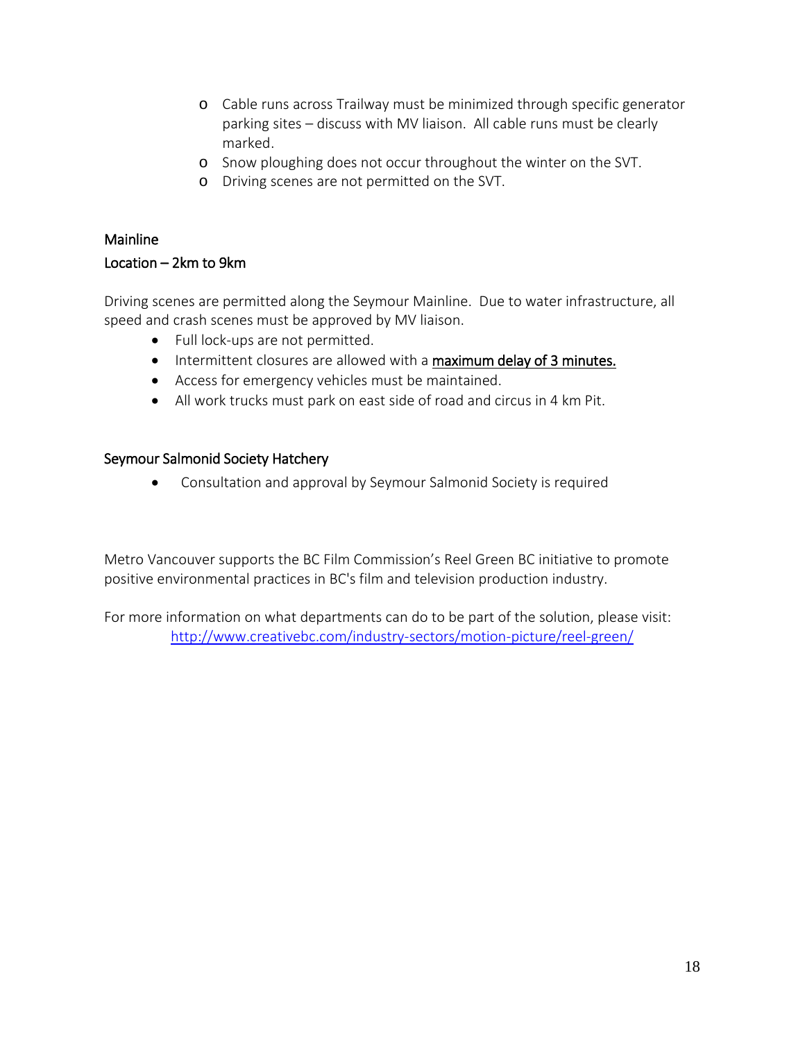- Cable runs across Trailway must be minimized through specific generator parking sites – discuss with MV liaison. All cable runs must be clearly marked.
- Snow ploughing does not occur throughout the winter on the SVT.
- Driving scenes are not permitted on the SVT.

### Mainline
### Location – 2km to 9km

Driving scenes are permitted along the Seymour Mainline. Due to water infrastructure, all speed and crash scenes must be approved by MV liaison.

- Full lock-ups are not permitted.
- Intermittent closures are allowed with a **maximum delay of 3 minutes.**
- Access for emergency vehicles must be maintained.
- All work trucks must park on east side of road and circus in 4 km Pit.

### Seymour Salmonid Society Hatchery

- Consultation and approval by Seymour Salmonid Society is required

Metro Vancouver supports the BC Film Commission's Reel Green BC initiative to promote positive environmental practices in BC's film and television production industry.

For more information on what departments can do to be part of the solution, please visit: http://www.creativebc.com/industry-sectors/motion-picture/reel-green/